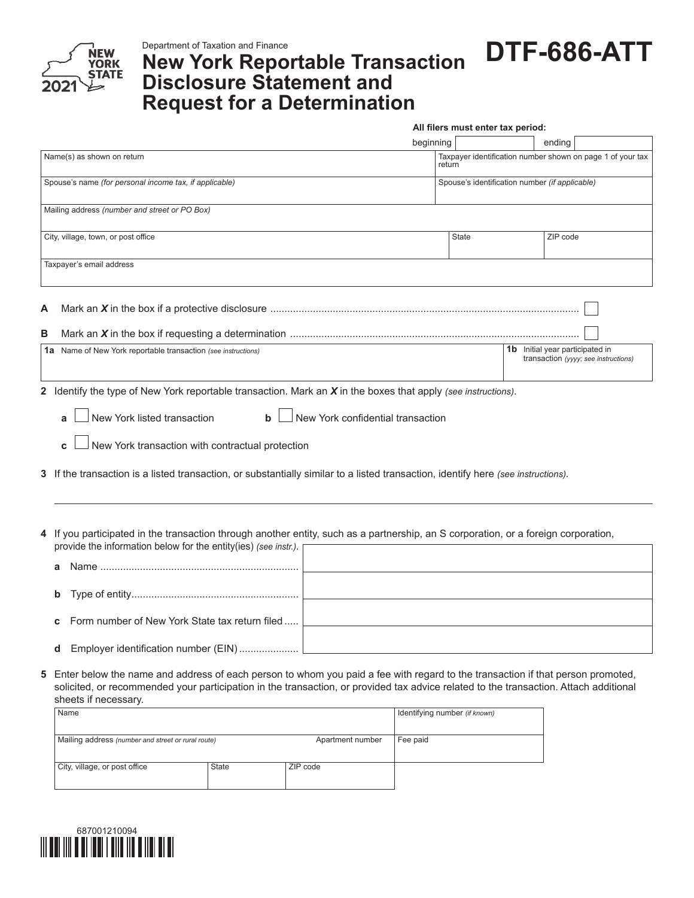Department of Taxation and Finance

# New York Reportable Transaction Disclosure Statement and Request for a Determination

**DTF-686-ATT**

2021

**All filers must enter tax period:**

beginning ______ ending ______

| Name(s) as shown on return | Taxpayer identification number shown on page 1 of your tax return |
|---|---|
| Spouse's name *(for personal income tax, if applicable)* | Spouse's identification number *(if applicable)* |

| Mailing address *(number and street or PO Box)* | | |
|---|---|---|
| City, village, town, or post office | State | ZIP code |
| Taxpayer's email address | | |

**A** Mark an ***X*** in the box if a protective disclosure .......... ☐

**B** Mark an ***X*** in the box if requesting a determination .......... ☐

| **1a** Name of New York reportable transaction *(see instructions)* | **1b** Initial year participated in transaction *(yyyy; see instructions)* |
|---|---|
| | |

**2** Identify the type of New York reportable transaction. Mark an ***X*** in the boxes that apply *(see instructions)*.

- **a** ☐ New York listed transaction
- **b** ☐ New York confidential transaction
- **c** ☐ New York transaction with contractual protection

**3** If the transaction is a listed transaction, or substantially similar to a listed transaction, identify here *(see instructions)*.

**4** If you participated in the transaction through another entity, such as a partnership, an S corporation, or a foreign corporation, provide the information below for the entity(ies) *(see instr.)*.

- **a** Name ..........
- **b** Type of entity..........
- **c** Form number of New York State tax return filed ..........
- **d** Employer identification number (EIN) ..........

**5** Enter below the name and address of each person to whom you paid a fee with regard to the transaction if that person promoted, solicited, or recommended your participation in the transaction, or provided tax advice related to the transaction. Attach additional sheets if necessary.

| Name | | | Identifying number *(if known)* |
|---|---|---|---|
| Mailing address *(number and street or rural route)* Apartment number | | | Fee paid |
| City, village, or post office | State | ZIP code | |

687001210094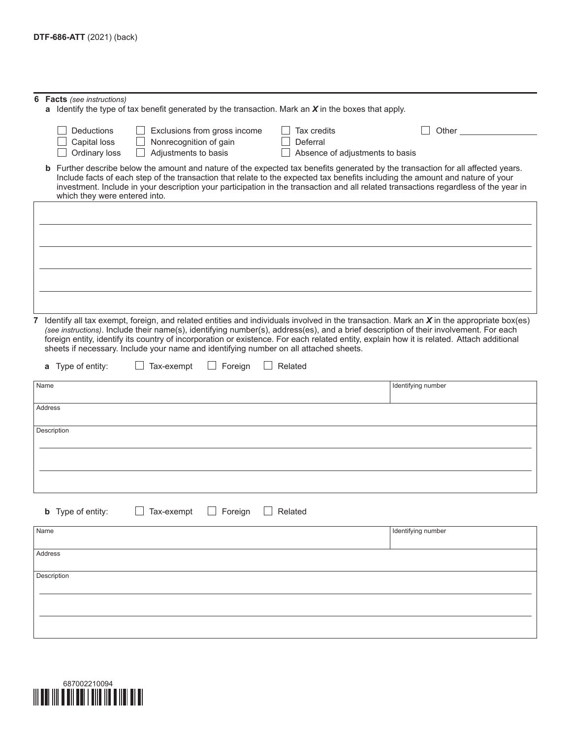**6 Facts** *(see instructions)*

**a** Identify the type of tax benefit generated by the transaction. Mark an ***X*** in the boxes that apply.

☐ Deductions ☐ Exclusions from gross income ☐ Tax credits ☐ Other ________________

☐ Capital loss ☐ Nonrecognition of gain ☐ Deferral

☐ Ordinary loss ☐ Adjustments to basis ☐ Absence of adjustments to basis

**b** Further describe below the amount and nature of the expected tax benefits generated by the transaction for all affected years. Include facts of each step of the transaction that relate to the expected tax benefits including the amount and nature of your investment. Include in your description your participation in the transaction and all related transactions regardless of the year in which they were entered into.

**7** Identify all tax exempt, foreign, and related entities and individuals involved in the transaction. Mark an ***X*** in the appropriate box(es) *(see instructions)*. Include their name(s), identifying number(s), address(es), and a brief description of their involvement. For each foreign entity, identify its country of incorporation or existence. For each related entity, explain how it is related. Attach additional sheets if necessary. Include your name and identifying number on all attached sheets.

**a** Type of entity: ☐ Tax-exempt ☐ Foreign ☐ Related

| Name | Identifying number |
|---|---|
| Address | |
| Description | |

**b** Type of entity: ☐ Tax-exempt ☐ Foreign ☐ Related

| Name | Identifying number |
|---|---|
| Address | |
| Description | |

687002210094